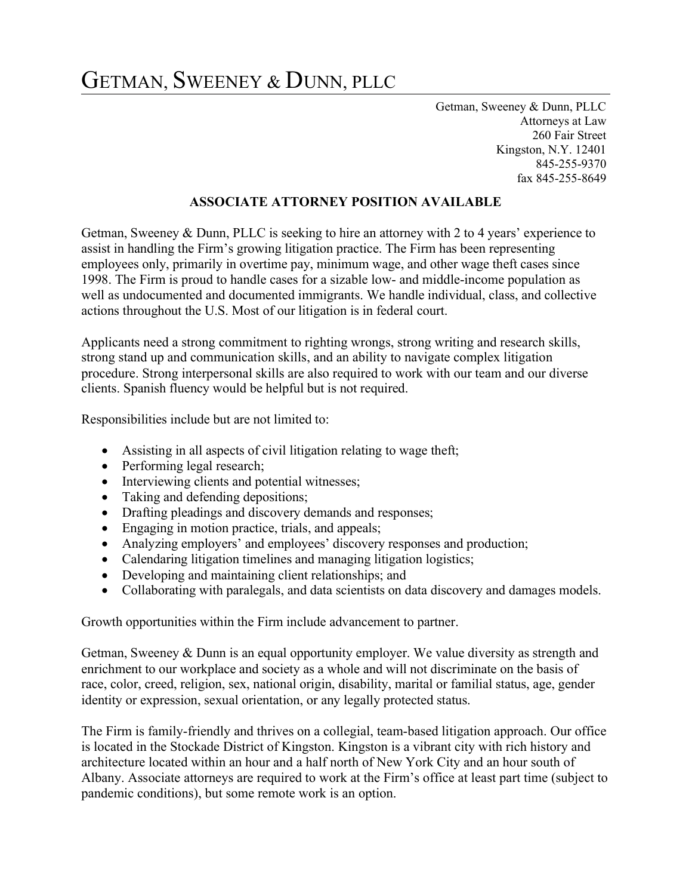# Getman, Sweeney & Dunn, PLLC

Getman, Sweeney & Dunn, PLLC
Attorneys at Law
260 Fair Street
Kingston, N.Y. 12401
845-255-9370
fax 845-255-8649

**ASSOCIATE ATTORNEY POSITION AVAILABLE**

Getman, Sweeney & Dunn, PLLC is seeking to hire an attorney with 2 to 4 years' experience to assist in handling the Firm's growing litigation practice. The Firm has been representing employees only, primarily in overtime pay, minimum wage, and other wage theft cases since 1998. The Firm is proud to handle cases for a sizable low- and middle-income population as well as undocumented and documented immigrants. We handle individual, class, and collective actions throughout the U.S. Most of our litigation is in federal court.

Applicants need a strong commitment to righting wrongs, strong writing and research skills, strong stand up and communication skills, and an ability to navigate complex litigation procedure. Strong interpersonal skills are also required to work with our team and our diverse clients. Spanish fluency would be helpful but is not required.

Responsibilities include but are not limited to:

- Assisting in all aspects of civil litigation relating to wage theft;
- Performing legal research;
- Interviewing clients and potential witnesses;
- Taking and defending depositions;
- Drafting pleadings and discovery demands and responses;
- Engaging in motion practice, trials, and appeals;
- Analyzing employers' and employees' discovery responses and production;
- Calendaring litigation timelines and managing litigation logistics;
- Developing and maintaining client relationships; and
- Collaborating with paralegals, and data scientists on data discovery and damages models.

Growth opportunities within the Firm include advancement to partner.

Getman, Sweeney & Dunn is an equal opportunity employer. We value diversity as strength and enrichment to our workplace and society as a whole and will not discriminate on the basis of race, color, creed, religion, sex, national origin, disability, marital or familial status, age, gender identity or expression, sexual orientation, or any legally protected status.

The Firm is family-friendly and thrives on a collegial, team-based litigation approach. Our office is located in the Stockade District of Kingston. Kingston is a vibrant city with rich history and architecture located within an hour and a half north of New York City and an hour south of Albany. Associate attorneys are required to work at the Firm's office at least part time (subject to pandemic conditions), but some remote work is an option.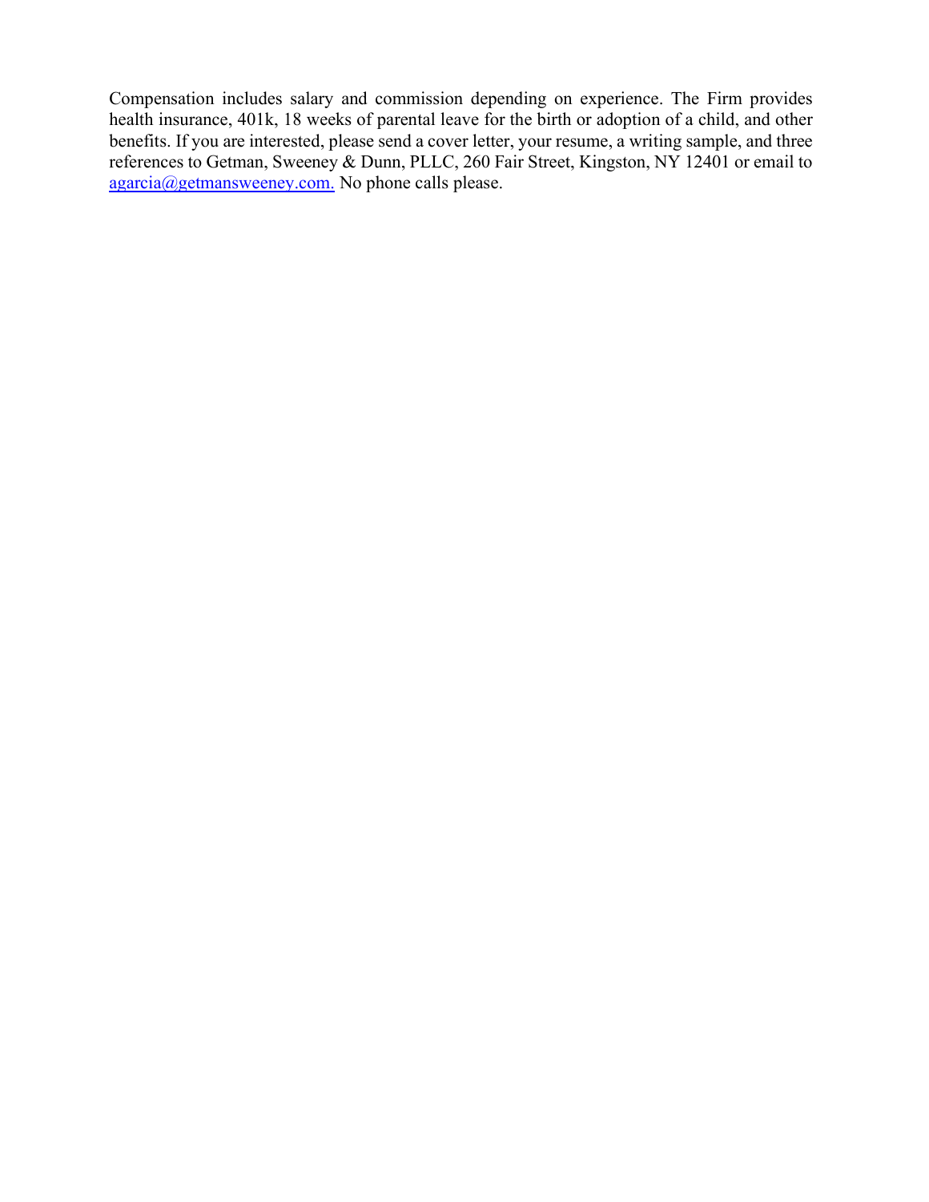Compensation includes salary and commission depending on experience. The Firm provides health insurance, 401k, 18 weeks of parental leave for the birth or adoption of a child, and other benefits. If you are interested, please send a cover letter, your resume, a writing sample, and three references to Getman, Sweeney & Dunn, PLLC, 260 Fair Street, Kingston, NY 12401 or email to agarcia@getmansweeney.com. No phone calls please.